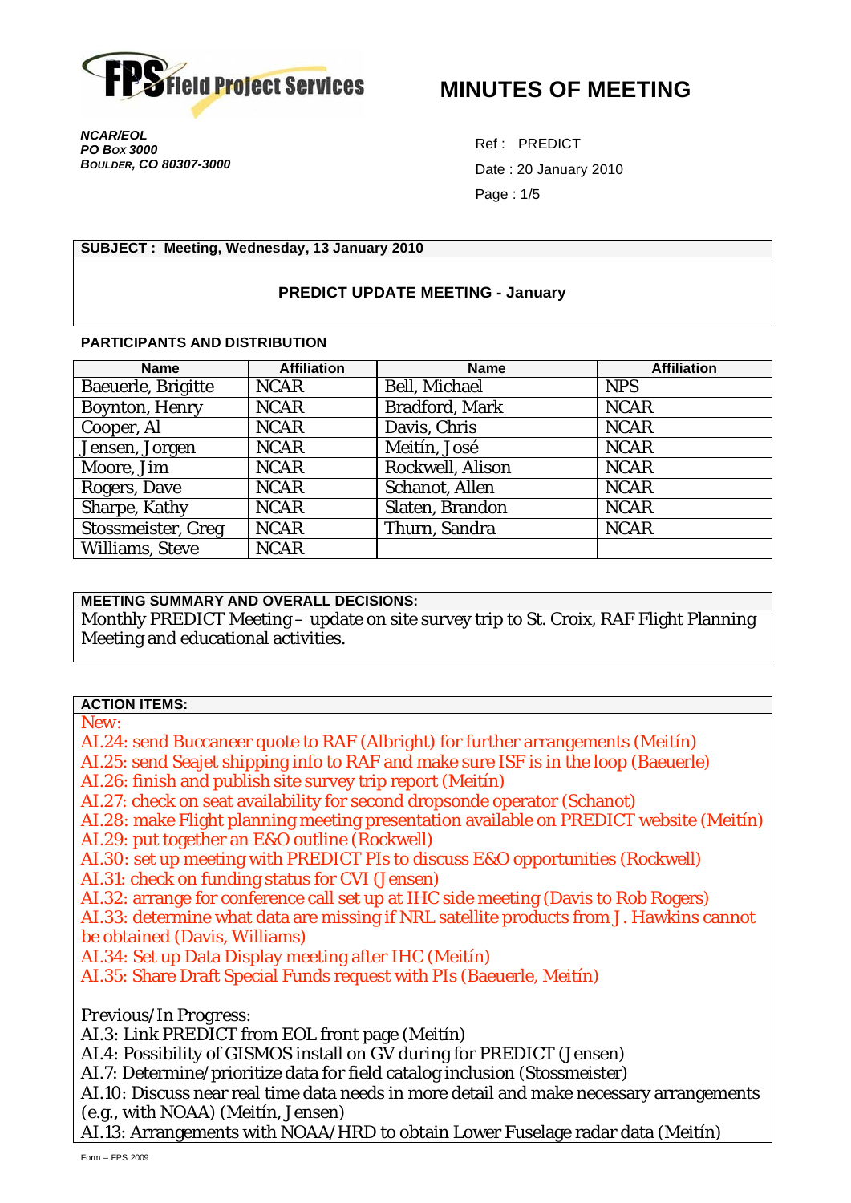Field Project Services

# MINUTES OF MEETING

***NCAR/EOL***
***PO Box 3000***
***Boulder, CO 80307-3000***

Ref : PREDICT
Date : 20 January 2010
Page : 1/5

**SUBJECT : Meeting, Wednesday, 13 January 2010**

**PREDICT UPDATE MEETING - January**

**PARTICIPANTS AND DISTRIBUTION**

| Name | Affiliation | Name | Affiliation |
|---|---|---|---|
| Baeuerle, Brigitte | NCAR | Bell, Michael | NPS |
| Boynton, Henry | NCAR | Bradford, Mark | NCAR |
| Cooper, Al | NCAR | Davis, Chris | NCAR |
| Jensen, Jorgen | NCAR | Meitín, José | NCAR |
| Moore, Jim | NCAR | Rockwell, Alison | NCAR |
| Rogers, Dave | NCAR | Schanot, Allen | NCAR |
| Sharpe, Kathy | NCAR | Slaten, Brandon | NCAR |
| Stossmeister, Greg | NCAR | Thurn, Sandra | NCAR |
| Williams, Steve | NCAR | | |

**MEETING SUMMARY AND OVERALL DECISIONS:**

Monthly PREDICT Meeting – update on site survey trip to St. Croix, RAF Flight Planning Meeting and educational activities.

**ACTION ITEMS:**

New:
AI.24: send Buccaneer quote to RAF (Albright) for further arrangements (Meitín)
AI.25: send Seajet shipping info to RAF and make sure ISF is in the loop (Baeuerle)
AI.26: finish and publish site survey trip report (Meitín)
AI.27: check on seat availability for second dropsonde operator (Schanot)
AI.28: make Flight planning meeting presentation available on PREDICT website (Meitín)
AI.29: put together an E&O outline (Rockwell)
AI.30: set up meeting with PREDICT PIs to discuss E&O opportunities (Rockwell)
AI.31: check on funding status for CVI (Jensen)
AI.32: arrange for conference call set up at IHC side meeting (Davis to Rob Rogers)
AI.33: determine what data are missing if NRL satellite products from J. Hawkins cannot be obtained (Davis, Williams)
AI.34: Set up Data Display meeting after IHC (Meitín)
AI.35: Share Draft Special Funds request with PIs (Baeuerle, Meitín)

*Previous/In Progress:*
AI.3: Link PREDICT from EOL front page (Meitín)
AI.4: Possibility of GISMOS install on GV during for PREDICT (Jensen)
AI.7: Determine/prioritize data for field catalog inclusion (Stossmeister)
AI.10: Discuss near real time data needs in more detail and make necessary arrangements (e.g., with NOAA) (Meitín, Jensen)
AI.13: Arrangements with NOAA/HRD to obtain Lower Fuselage radar data (Meitín)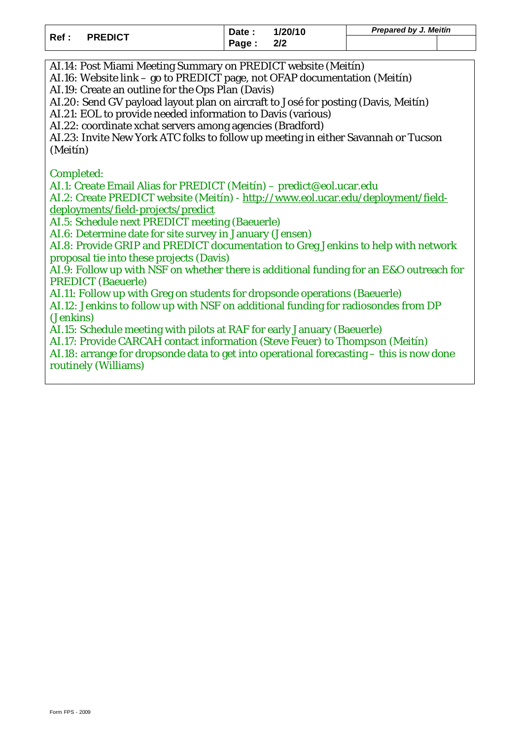AI.14: Post Miami Meeting Summary on PREDICT website (Meitín)
AI.16: Website link – go to PREDICT page, not OFAP documentation (Meitín)
AI.19: Create an outline for the Ops Plan (Davis)
AI.20: Send GV payload layout plan on aircraft to José for posting (Davis, Meitín)
AI.21: EOL to provide needed information to Davis (various)
AI.22: coordinate xchat servers among agencies (Bradford)
AI.23: Invite New York ATC folks to follow up meeting in either Savannah or Tucson (Meitín)

Completed:
AI.1: Create Email Alias for PREDICT (Meitín) – predict@eol.ucar.edu
AI.2: Create PREDICT website (Meitín) - http://www.eol.ucar.edu/deployment/field-deployments/field-projects/predict
AI.5: Schedule next PREDICT meeting (Baeuerle)
AI.6: Determine date for site survey in January (Jensen)
AI.8: Provide GRIP and PREDICT documentation to Greg Jenkins to help with network proposal tie into these projects (Davis)
AI.9: Follow up with NSF on whether there is additional funding for an E&O outreach for PREDICT (Baeuerle)
AI.11: Follow up with Greg on students for dropsonde operations (Baeuerle)
AI.12: Jenkins to follow up with NSF on additional funding for radiosondes from DP (Jenkins)
AI.15: Schedule meeting with pilots at RAF for early January (Baeuerle)
AI.17: Provide CARCAH contact information (Steve Feuer) to Thompson (Meitín)
AI.18: arrange for dropsonde data to get into operational forecasting – this is now done routinely (Williams)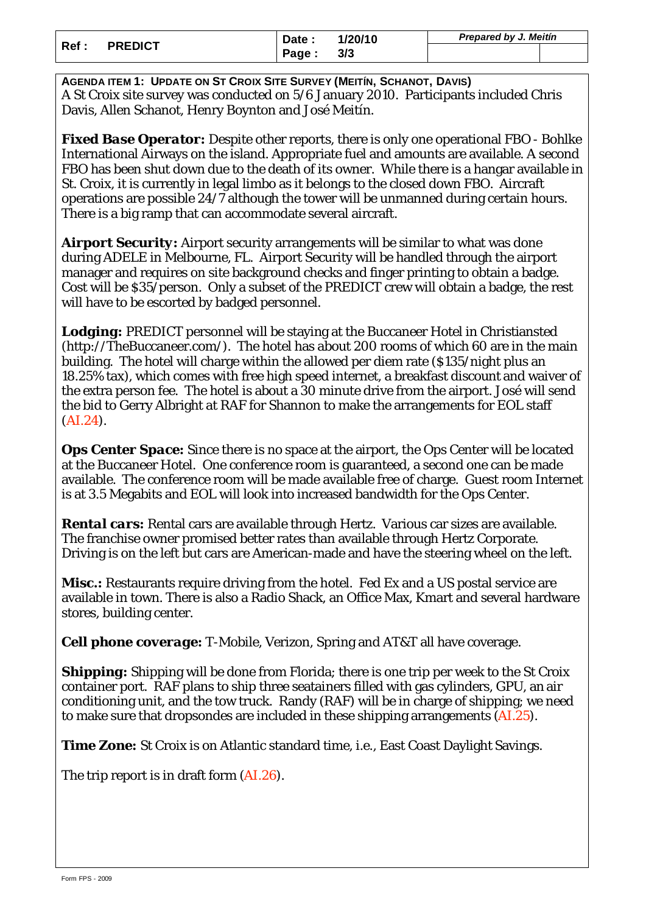**AGENDA ITEM 1: UPDATE ON ST CROIX SITE SURVEY (MEITÍN, SCHANOT, DAVIS)**

A St Croix site survey was conducted on 5/6 January 2010. Participants included Chris Davis, Allen Schanot, Henry Boynton and José Meitín.

***Fixed Base Operator:*** Despite other reports, there is only one operational FBO - Bohlke International Airways on the island. Appropriate fuel and amounts are available. A second FBO has been shut down due to the death of its owner. While there is a hangar available in St. Croix, it is currently in legal limbo as it belongs to the closed down FBO. Aircraft operations are possible 24/7 although the tower will be unmanned during certain hours. There is a big ramp that can accommodate several aircraft.

***Airport Security:*** Airport security arrangements will be similar to what was done during ADELE in Melbourne, FL. Airport Security will be handled through the airport manager and requires on site background checks and finger printing to obtain a badge. Cost will be $35/person. Only a subset of the PREDICT crew will obtain a badge, the rest will have to be escorted by badged personnel.

***Lodging:*** PREDICT personnel will be staying at the Buccaneer Hotel in Christiansted (http://TheBuccaneer.com/). The hotel has about 200 rooms of which 60 are in the main building. The hotel will charge within the allowed per diem rate ($135/night plus an 18.25% tax), which comes with free high speed internet, a breakfast discount and waiver of the extra person fee. The hotel is about a 30 minute drive from the airport. José will send the bid to Gerry Albright at RAF for Shannon to make the arrangements for EOL staff (AI.24).

***Ops Center Space:*** Since there is no space at the airport, the Ops Center will be located at the Buccaneer Hotel. One conference room is guaranteed, a second one can be made available. The conference room will be made available free of charge. Guest room Internet is at 3.5 Megabits and EOL will look into increased bandwidth for the Ops Center.

***Rental cars:*** Rental cars are available through Hertz. Various car sizes are available. The franchise owner promised better rates than available through Hertz Corporate. Driving is on the left but cars are American-made and have the steering wheel on the left.

***Misc.:*** Restaurants require driving from the hotel. Fed Ex and a US postal service are available in town. There is also a Radio Shack, an Office Max, Kmart and several hardware stores, building center.

***Cell phone coverage:*** T-Mobile, Verizon, Spring and AT&T all have coverage.

***Shipping:*** Shipping will be done from Florida; there is one trip per week to the St Croix container port. RAF plans to ship three seatainers filled with gas cylinders, GPU, an air conditioning unit, and the tow truck. Randy (RAF) will be in charge of shipping; we need to make sure that dropsondes are included in these shipping arrangements (AI.25).

***Time Zone:*** St Croix is on Atlantic standard time, i.e., East Coast Daylight Savings.

The trip report is in draft form (AI.26).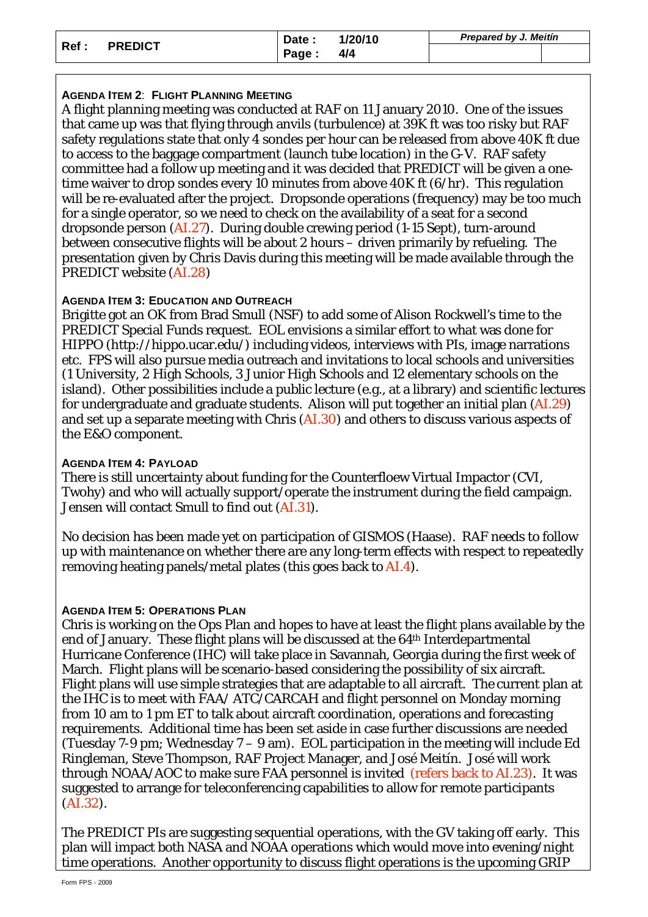**AGENDA ITEM 2**: **FLIGHT PLANNING MEETING**

A flight planning meeting was conducted at RAF on 11 January 2010. One of the issues that came up was that flying through anvils (turbulence) at 39K ft was too risky but RAF safety regulations state that only 4 sondes per hour can be released from above 40K ft due to access to the baggage compartment (launch tube location) in the G-V. RAF safety committee had a follow up meeting and it was decided that PREDICT will be given a one-time waiver to drop sondes every 10 minutes from above 40K ft (6/hr). This regulation will be re-evaluated after the project. Dropsonde operations (frequency) may be too much for a single operator, so we need to check on the availability of a seat for a second dropsonde person (AI.27). During double crewing period (1-15 Sept), turn-around between consecutive flights will be about 2 hours – driven primarily by refueling. The presentation given by Chris Davis during this meeting will be made available through the PREDICT website (AI.28)

**AGENDA ITEM 3: EDUCATION AND OUTREACH**

Brigitte got an OK from Brad Smull (NSF) to add some of Alison Rockwell's time to the PREDICT Special Funds request. EOL envisions a similar effort to what was done for HIPPO (http://hippo.ucar.edu/) including videos, interviews with PIs, image narrations etc. FPS will also pursue media outreach and invitations to local schools and universities (1 University, 2 High Schools, 3 Junior High Schools and 12 elementary schools on the island). Other possibilities include a public lecture (e.g., at a library) and scientific lectures for undergraduate and graduate students. Alison will put together an initial plan (AI.29) and set up a separate meeting with Chris (AI.30) and others to discuss various aspects of the E&O component.

**AGENDA ITEM 4: PAYLOAD**

There is still uncertainty about funding for the Counterfloew Virtual Impactor (CVI, Twohy) and who will actually support/operate the instrument during the field campaign. Jensen will contact Smull to find out (AI.31).

No decision has been made yet on participation of GISMOS (Haase). RAF needs to follow up with maintenance on whether there are any long-term effects with respect to repeatedly removing heating panels/metal plates (this goes back to AI.4).

**AGENDA ITEM 5: OPERATIONS PLAN**

Chris is working on the Ops Plan and hopes to have at least the flight plans available by the end of January. These flight plans will be discussed at the 64th Interdepartmental Hurricane Conference (IHC) will take place in Savannah, Georgia during the first week of March. Flight plans will be scenario-based considering the possibility of six aircraft. Flight plans will use simple strategies that are adaptable to all aircraft. The current plan at the IHC is to meet with FAA/ ATC/CARCAH and flight personnel on Monday morning from 10 am to 1 pm ET to talk about aircraft coordination, operations and forecasting requirements. Additional time has been set aside in case further discussions are needed (Tuesday 7-9 pm; Wednesday 7 – 9 am). EOL participation in the meeting will include Ed Ringleman, Steve Thompson, RAF Project Manager, and José Meitín. José will work through NOAA/AOC to make sure FAA personnel is invited (refers back to AI.23). It was suggested to arrange for teleconferencing capabilities to allow for remote participants (AI.32).

The PREDICT PIs are suggesting sequential operations, with the GV taking off early. This plan will impact both NASA and NOAA operations which would move into evening/night time operations. Another opportunity to discuss flight operations is the upcoming GRIP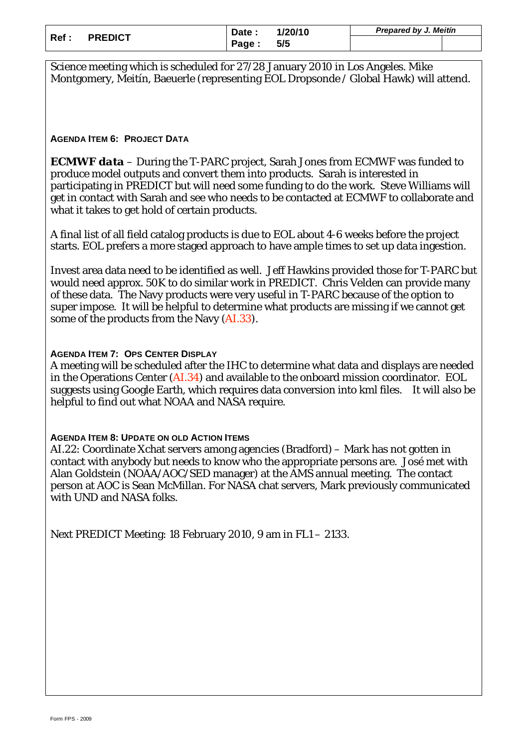Science meeting which is scheduled for 27/28 January 2010 in Los Angeles. Mike Montgomery, Meitín, Baeuerle (representing EOL Dropsonde / Global Hawk) will attend.

**AGENDA ITEM 6: PROJECT DATA**

***ECMWF data*** – During the T-PARC project, Sarah Jones from ECMWF was funded to produce model outputs and convert them into products. Sarah is interested in participating in PREDICT but will need some funding to do the work. Steve Williams will get in contact with Sarah and see who needs to be contacted at ECMWF to collaborate and what it takes to get hold of certain products.

A final list of all field catalog products is due to EOL about 4-6 weeks before the project starts. EOL prefers a more staged approach to have ample times to set up data ingestion.

Invest area data need to be identified as well. Jeff Hawkins provided those for T-PARC but would need approx. 50K to do similar work in PREDICT. Chris Velden can provide many of these data. The Navy products were very useful in T-PARC because of the option to super impose. It will be helpful to determine what products are missing if we cannot get some of the products from the Navy (AI.33).

**AGENDA ITEM 7: OPS CENTER DISPLAY**

A meeting will be scheduled after the IHC to determine what data and displays are needed in the Operations Center (AI.34) and available to the onboard mission coordinator. EOL suggests using Google Earth, which requires data conversion into kml files. It will also be helpful to find out what NOAA and NASA require.

**AGENDA ITEM 8: UPDATE ON OLD ACTION ITEMS**

AI.22: Coordinate Xchat servers among agencies (Bradford) – Mark has not gotten in contact with anybody but needs to know who the appropriate persons are. José met with Alan Goldstein (NOAA/AOC/SED manager) at the AMS annual meeting. The contact person at AOC is Sean McMillan. For NASA chat servers, Mark previously communicated with UND and NASA folks.

Next PREDICT Meeting: 18 February 2010, 9 am in FL1 – 2133.